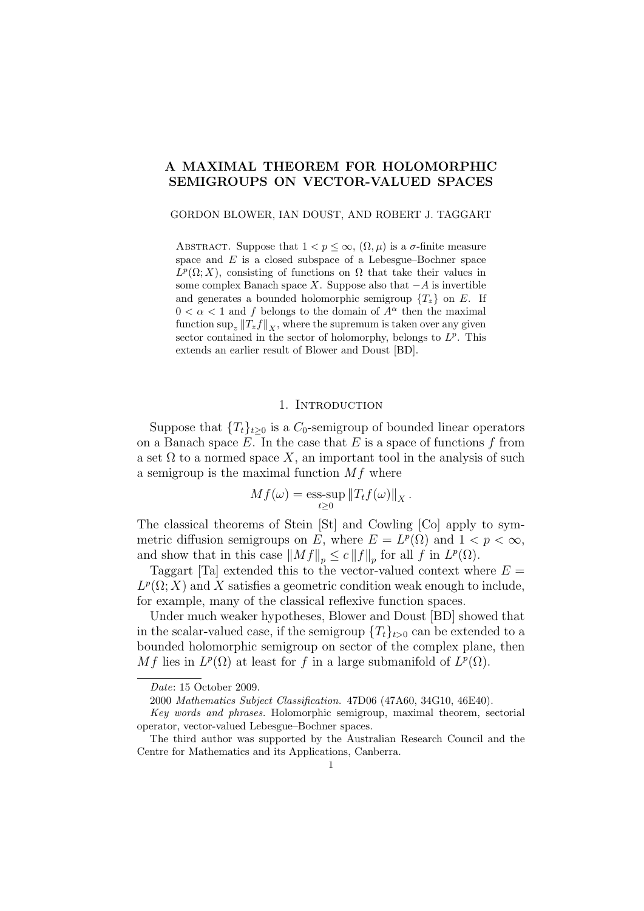# A MAXIMAL THEOREM FOR HOLOMORPHIC SEMIGROUPS ON VECTOR-VALUED SPACES

GORDON BLOWER, IAN DOUST, AND ROBERT J. TAGGART

Abstract. Suppose that $1 < p \le \infty$, $(\Omega, \mu)$ is a $\sigma$-finite measure space and $E$ is a closed subspace of a Lebesgue–Bochner space $L^p(\Omega; X)$, consisting of functions on $\Omega$ that take their values in some complex Banach space $X$. Suppose also that $-A$ is invertible and generates a bounded holomorphic semigroup $\{T_z\}$ on $E$. If $0 < \alpha < 1$ and $f$ belongs to the domain of $A^\alpha$ then the maximal function $\sup_z \|T_z f\|_X$, where the supremum is taken over any given sector contained in the sector of holomorphy, belongs to $L^p$. This extends an earlier result of Blower and Doust [BD].

## 1. Introduction

Suppose that $\{T_t\}_{t\ge 0}$ is a $C_0$-semigroup of bounded linear operators on a Banach space $E$. In the case that $E$ is a space of functions $f$ from a set $\Omega$ to a normed space $X$, an important tool in the analysis of such a semigroup is the maximal function $Mf$ where

$$Mf(\omega) = \operatorname*{ess\text{-}sup}_{t\ge 0} \|T_t f(\omega)\|_X .$$

The classical theorems of Stein [St] and Cowling [Co] apply to symmetric diffusion semigroups on $E$, where $E = L^p(\Omega)$ and $1 < p < \infty$, and show that in this case $\|Mf\|_p \le c\, \|f\|_p$ for all $f$ in $L^p(\Omega)$.

Taggart [Ta] extended this to the vector-valued context where $E = L^p(\Omega; X)$ and $X$ satisfies a geometric condition weak enough to include, for example, many of the classical reflexive function spaces.

Under much weaker hypotheses, Blower and Doust [BD] showed that in the scalar-valued case, if the semigroup $\{T_t\}_{t>0}$ can be extended to a bounded holomorphic semigroup on sector of the complex plane, then $Mf$ lies in $L^p(\Omega)$ at least for $f$ in a large submanifold of $L^p(\Omega)$.

---

*Date*: 15 October 2009.

2000 *Mathematics Subject Classification.* 47D06 (47A60, 34G10, 46E40).

*Key words and phrases.* Holomorphic semigroup, maximal theorem, sectorial operator, vector-valued Lebesgue–Bochner spaces.

The third author was supported by the Australian Research Council and the Centre for Mathematics and its Applications, Canberra.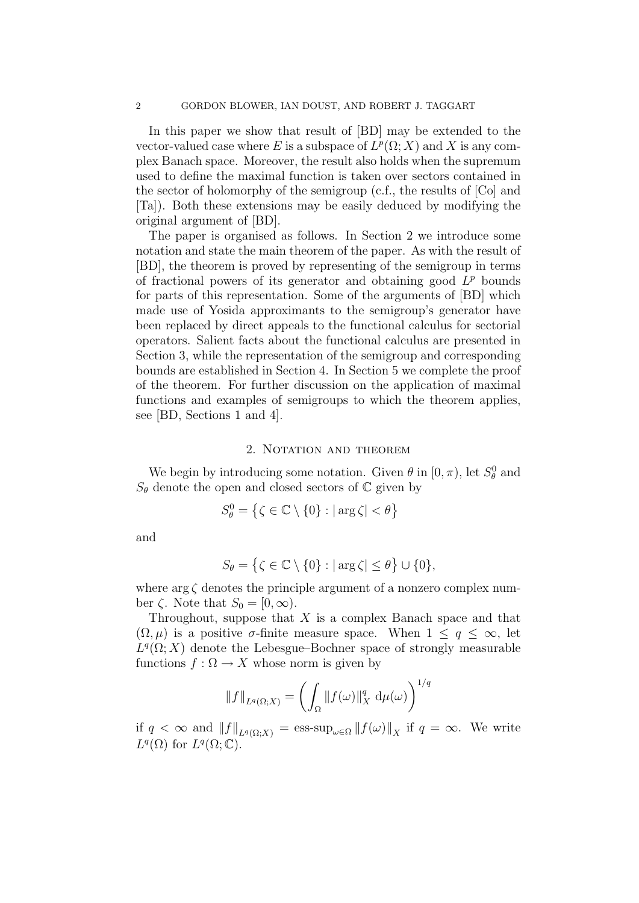In this paper we show that result of [BD] may be extended to the vector-valued case where $E$ is a subspace of $L^p(\Omega; X)$ and $X$ is any complex Banach space. Moreover, the result also holds when the supremum used to define the maximal function is taken over sectors contained in the sector of holomorphy of the semigroup (c.f., the results of [Co] and [Ta]). Both these extensions may be easily deduced by modifying the original argument of [BD].

The paper is organised as follows. In Section 2 we introduce some notation and state the main theorem of the paper. As with the result of [BD], the theorem is proved by representing of the semigroup in terms of fractional powers of its generator and obtaining good $L^p$ bounds for parts of this representation. Some of the arguments of [BD] which made use of Yosida approximants to the semigroup's generator have been replaced by direct appeals to the functional calculus for sectorial operators. Salient facts about the functional calculus are presented in Section 3, while the representation of the semigroup and corresponding bounds are established in Section 4. In Section 5 we complete the proof of the theorem. For further discussion on the application of maximal functions and examples of semigroups to which the theorem applies, see [BD, Sections 1 and 4].

## 2. Notation and theorem

We begin by introducing some notation. Given $\theta$ in $[0, \pi)$, let $S_\theta^0$ and $S_\theta$ denote the open and closed sectors of $\mathbb{C}$ given by

$$S_\theta^0 = \left\{ \zeta \in \mathbb{C} \setminus \{0\} : |\arg \zeta| < \theta \right\}$$

and

$$S_\theta = \left\{ \zeta \in \mathbb{C} \setminus \{0\} : |\arg \zeta| \leq \theta \right\} \cup \{0\},$$

where $\arg \zeta$ denotes the principle argument of a nonzero complex number $\zeta$. Note that $S_0 = [0, \infty)$.

Throughout, suppose that $X$ is a complex Banach space and that $(\Omega, \mu)$ is a positive $\sigma$-finite measure space. When $1 \leq q \leq \infty$, let $L^q(\Omega; X)$ denote the Lebesgue–Bochner space of strongly measurable functions $f : \Omega \to X$ whose norm is given by

$$\|f\|_{L^q(\Omega;X)} = \left( \int_\Omega \|f(\omega)\|_X^q \, \mathrm{d}\mu(\omega) \right)^{1/q}$$

if $q < \infty$ and $\|f\|_{L^q(\Omega;X)} = \operatorname{ess-sup}_{\omega \in \Omega} \|f(\omega)\|_X$ if $q = \infty$. We write $L^q(\Omega)$ for $L^q(\Omega; \mathbb{C})$.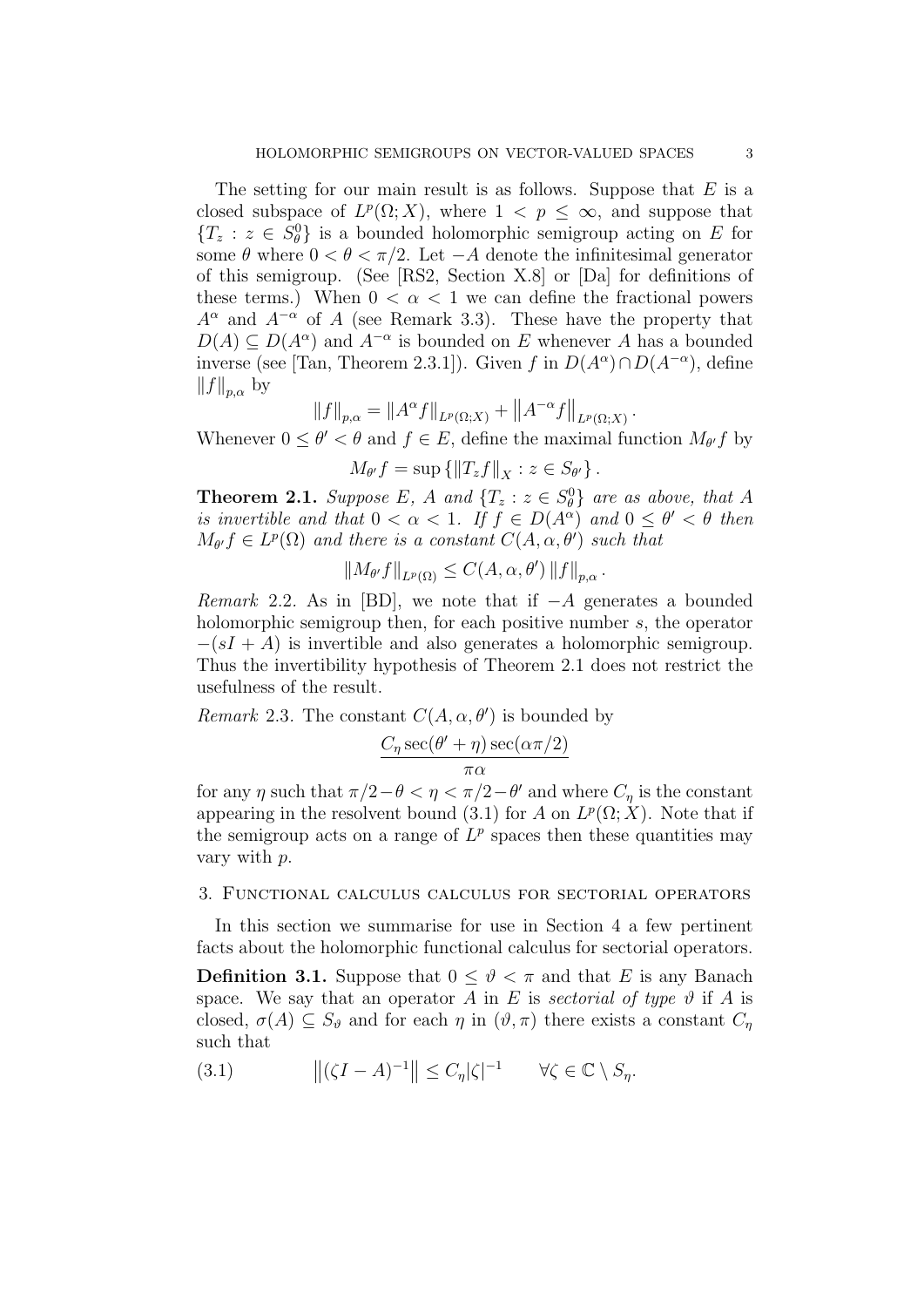The setting for our main result is as follows. Suppose that $E$ is a closed subspace of $L^p(\Omega; X)$, where $1 < p \leq \infty$, and suppose that $\{T_z : z \in S^0_\theta\}$ is a bounded holomorphic semigroup acting on $E$ for some $\theta$ where $0 < \theta < \pi/2$. Let $-A$ denote the infinitesimal generator of this semigroup. (See [RS2, Section X.8] or [Da] for definitions of these terms.) When $0 < \alpha < 1$ we can define the fractional powers $A^\alpha$ and $A^{-\alpha}$ of $A$ (see Remark 3.3). These have the property that $D(A) \subseteq D(A^\alpha)$ and $A^{-\alpha}$ is bounded on $E$ whenever $A$ has a bounded inverse (see [Tan, Theorem 2.3.1]). Given $f$ in $D(A^\alpha) \cap D(A^{-\alpha})$, define $\|f\|_{p,\alpha}$ by

$$\|f\|_{p,\alpha} = \|A^\alpha f\|_{L^p(\Omega;X)} + \left\|A^{-\alpha} f\right\|_{L^p(\Omega;X)}.$$

Whenever $0 \leq \theta' < \theta$ and $f \in E$, define the maximal function $M_{\theta'} f$ by

$$M_{\theta'} f = \sup \left\{ \|T_z f\|_X : z \in S_{\theta'} \right\}.$$

**Theorem 2.1.** *Suppose $E$, $A$ and $\{T_z : z \in S^0_\theta\}$ are as above, that $A$ is invertible and that $0 < \alpha < 1$. If $f \in D(A^\alpha)$ and $0 \leq \theta' < \theta$ then $M_{\theta'} f \in L^p(\Omega)$ and there is a constant $C(A, \alpha, \theta')$ such that*

$$\|M_{\theta'} f\|_{L^p(\Omega)} \leq C(A, \alpha, \theta') \|f\|_{p,\alpha}.$$

*Remark* 2.2. As in [BD], we note that if $-A$ generates a bounded holomorphic semigroup then, for each positive number $s$, the operator $-(sI + A)$ is invertible and also generates a holomorphic semigroup. Thus the invertibility hypothesis of Theorem 2.1 does not restrict the usefulness of the result.

*Remark* 2.3. The constant $C(A, \alpha, \theta')$ is bounded by

$$\frac{C_\eta \sec(\theta' + \eta) \sec(\alpha\pi/2)}{\pi\alpha}$$

for any $\eta$ such that $\pi/2 - \theta < \eta < \pi/2 - \theta'$ and where $C_\eta$ is the constant appearing in the resolvent bound (3.1) for $A$ on $L^p(\Omega; X)$. Note that if the semigroup acts on a range of $L^p$ spaces then these quantities may vary with $p$.

## 3. Functional calculus calculus for sectorial operators

In this section we summarise for use in Section 4 a few pertinent facts about the holomorphic functional calculus for sectorial operators.

**Definition 3.1.** Suppose that $0 \leq \vartheta < \pi$ and that $E$ is any Banach space. We say that an operator $A$ in $E$ is *sectorial of type $\vartheta$* if $A$ is closed, $\sigma(A) \subseteq S_\vartheta$ and for each $\eta$ in $(\vartheta, \pi)$ there exists a constant $C_\eta$ such that

$$\left\|(\zeta I - A)^{-1}\right\| \leq C_\eta |\zeta|^{-1} \qquad \forall \zeta \in \mathbb{C} \setminus S_\eta. \tag{3.1}$$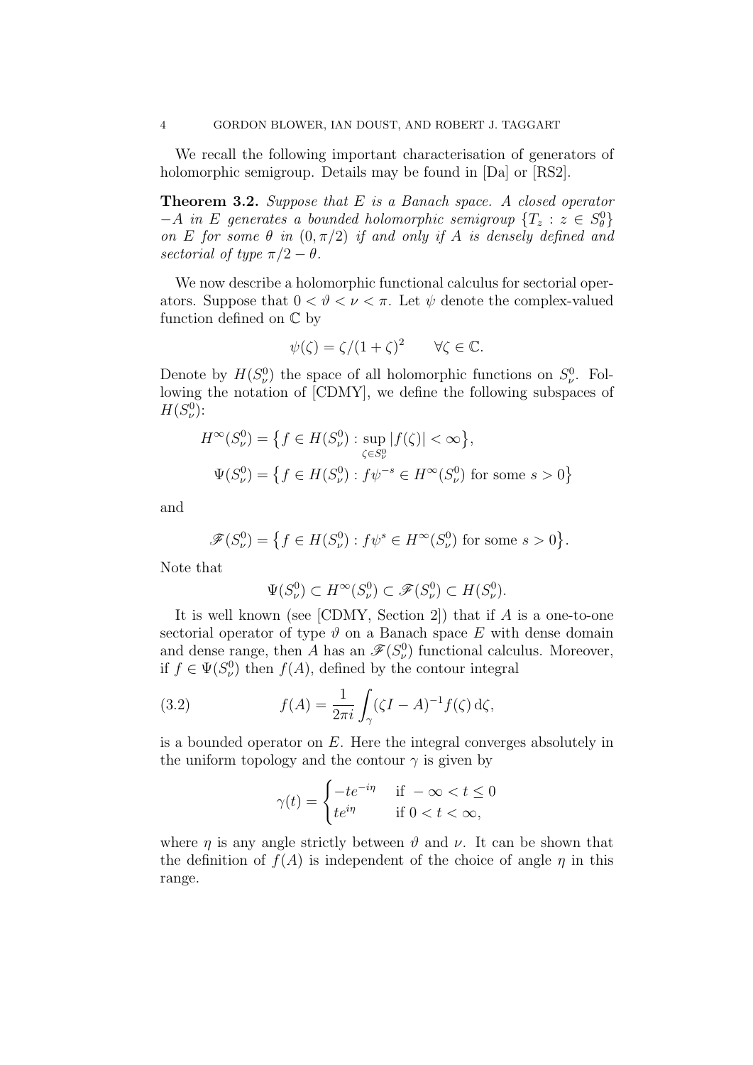We recall the following important characterisation of generators of holomorphic semigroup. Details may be found in [Da] or [RS2].

**Theorem 3.2.** *Suppose that $E$ is a Banach space. A closed operator $-A$ in $E$ generates a bounded holomorphic semigroup $\{T_z : z \in S_\theta^0\}$ on $E$ for some $\theta$ in $(0, \pi/2)$ if and only if $A$ is densely defined and sectorial of type $\pi/2 - \theta$.*

We now describe a holomorphic functional calculus for sectorial operators. Suppose that $0 < \vartheta < \nu < \pi$. Let $\psi$ denote the complex-valued function defined on $\mathbb{C}$ by

$$\psi(\zeta) = \zeta/(1+\zeta)^2 \qquad \forall \zeta \in \mathbb{C}.$$

Denote by $H(S_\nu^0)$ the space of all holomorphic functions on $S_\nu^0$. Following the notation of [CDMY], we define the following subspaces of $H(S_\nu^0)$:

$$H^\infty(S_\nu^0) = \big\{ f \in H(S_\nu^0) : \sup_{\zeta \in S_\nu^0} |f(\zeta)| < \infty \big\},$$

$$\Psi(S_\nu^0) = \big\{ f \in H(S_\nu^0) : f\psi^{-s} \in H^\infty(S_\nu^0) \text{ for some } s > 0 \big\}$$

and

$$\mathscr{F}(S_\nu^0) = \big\{ f \in H(S_\nu^0) : f\psi^{s} \in H^\infty(S_\nu^0) \text{ for some } s > 0 \big\}.$$

Note that

$$\Psi(S_\nu^0) \subset H^\infty(S_\nu^0) \subset \mathscr{F}(S_\nu^0) \subset H(S_\nu^0).$$

It is well known (see [CDMY, Section 2]) that if $A$ is a one-to-one sectorial operator of type $\vartheta$ on a Banach space $E$ with dense domain and dense range, then $A$ has an $\mathscr{F}(S_\nu^0)$ functional calculus. Moreover, if $f \in \Psi(S_\nu^0)$ then $f(A)$, defined by the contour integral

$$f(A) = \frac{1}{2\pi i} \int_\gamma (\zeta I - A)^{-1} f(\zeta) \, \mathrm{d}\zeta, \tag{3.2}$$

is a bounded operator on $E$. Here the integral converges absolutely in the uniform topology and the contour $\gamma$ is given by

$$\gamma(t) = \begin{cases} -te^{-i\eta} & \text{if } -\infty < t \leq 0 \\ te^{i\eta} & \text{if } 0 < t < \infty, \end{cases}$$

where $\eta$ is any angle strictly between $\vartheta$ and $\nu$. It can be shown that the definition of $f(A)$ is independent of the choice of angle $\eta$ in this range.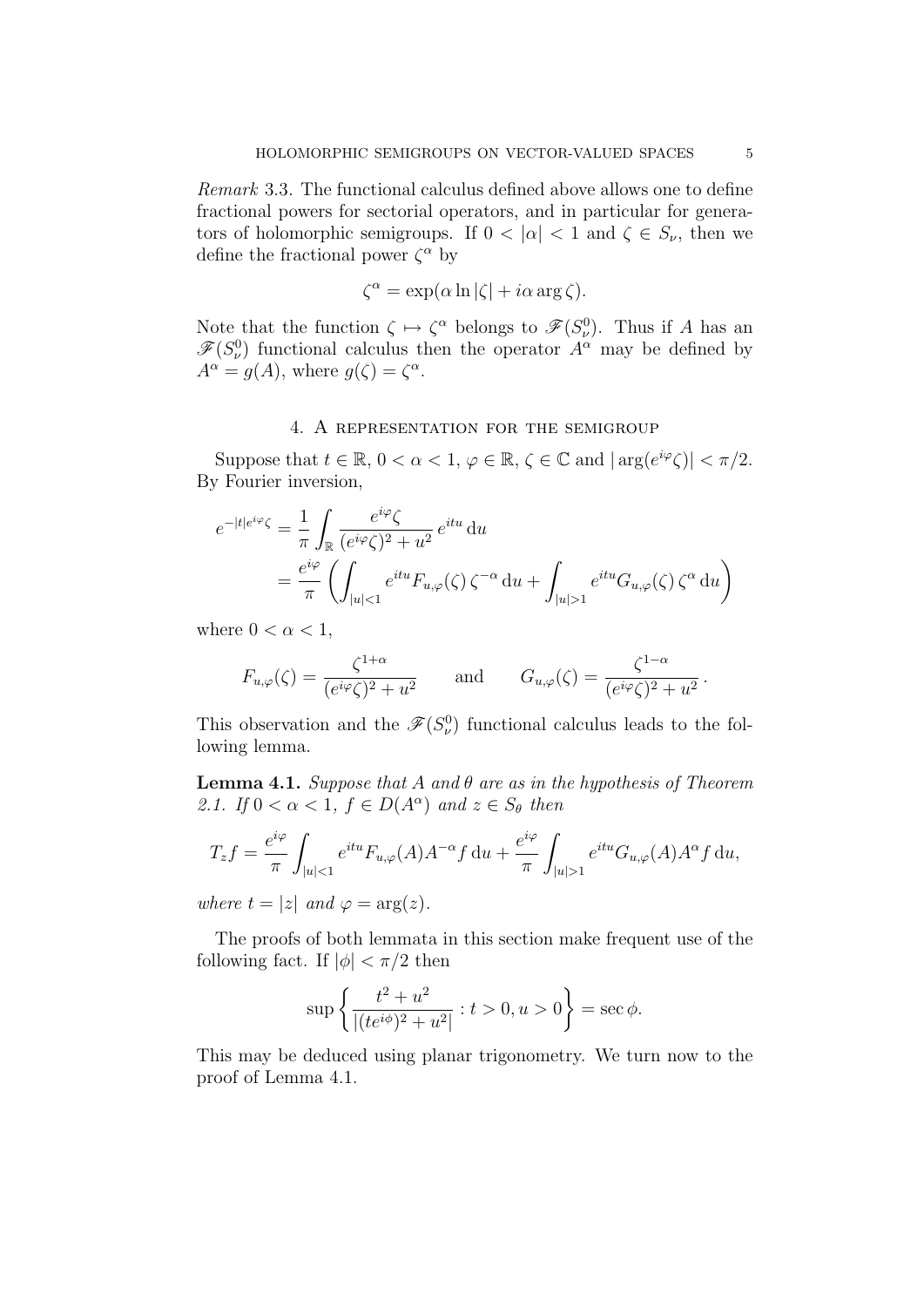*Remark* 3.3. The functional calculus defined above allows one to define fractional powers for sectorial operators, and in particular for generators of holomorphic semigroups. If $0 < |\alpha| < 1$ and $\zeta \in S_\nu$, then we define the fractional power $\zeta^\alpha$ by

$$\zeta^\alpha = \exp(\alpha \ln |\zeta| + i\alpha \arg \zeta).$$

Note that the function $\zeta \mapsto \zeta^\alpha$ belongs to $\mathscr{F}(S^0_\nu)$. Thus if $A$ has an $\mathscr{F}(S^0_\nu)$ functional calculus then the operator $A^\alpha$ may be defined by $A^\alpha = g(A)$, where $g(\zeta) = \zeta^\alpha$.

## 4. A representation for the semigroup

Suppose that $t \in \mathbb{R}$, $0 < \alpha < 1$, $\varphi \in \mathbb{R}$, $\zeta \in \mathbb{C}$ and $|\arg(e^{i\varphi}\zeta)| < \pi/2$. By Fourier inversion,

$$\begin{aligned}
e^{-|t|e^{i\varphi}\zeta} &= \frac{1}{\pi} \int_{\mathbb{R}} \frac{e^{i\varphi}\zeta}{(e^{i\varphi}\zeta)^2 + u^2}\, e^{itu}\, \mathrm{d}u \\
&= \frac{e^{i\varphi}}{\pi} \left( \int_{|u|<1} e^{itu} F_{u,\varphi}(\zeta)\, \zeta^{-\alpha}\, \mathrm{d}u + \int_{|u|>1} e^{itu} G_{u,\varphi}(\zeta)\, \zeta^{\alpha}\, \mathrm{d}u \right)
\end{aligned}$$

where $0 < \alpha < 1$,

$$F_{u,\varphi}(\zeta) = \frac{\zeta^{1+\alpha}}{(e^{i\varphi}\zeta)^2 + u^2} \qquad \text{and} \qquad G_{u,\varphi}(\zeta) = \frac{\zeta^{1-\alpha}}{(e^{i\varphi}\zeta)^2 + u^2}\,.$$

This observation and the $\mathscr{F}(S^0_\nu)$ functional calculus leads to the following lemma.

**Lemma 4.1.** *Suppose that $A$ and $\theta$ are as in the hypothesis of Theorem 2.1. If $0 < \alpha < 1$, $f \in D(A^\alpha)$ and $z \in S_\theta$ then*

$$T_z f = \frac{e^{i\varphi}}{\pi} \int_{|u|<1} e^{itu} F_{u,\varphi}(A) A^{-\alpha} f \,\mathrm{d}u + \frac{e^{i\varphi}}{\pi} \int_{|u|>1} e^{itu} G_{u,\varphi}(A) A^{\alpha} f \,\mathrm{d}u,$$

*where $t = |z|$ and $\varphi = \arg(z)$.*

The proofs of both lemmata in this section make frequent use of the following fact. If $|\phi| < \pi/2$ then

$$\sup \left\{ \frac{t^2 + u^2}{|(te^{i\phi})^2 + u^2|} : t > 0, u > 0 \right\} = \sec \phi.$$

This may be deduced using planar trigonometry. We turn now to the proof of Lemma 4.1.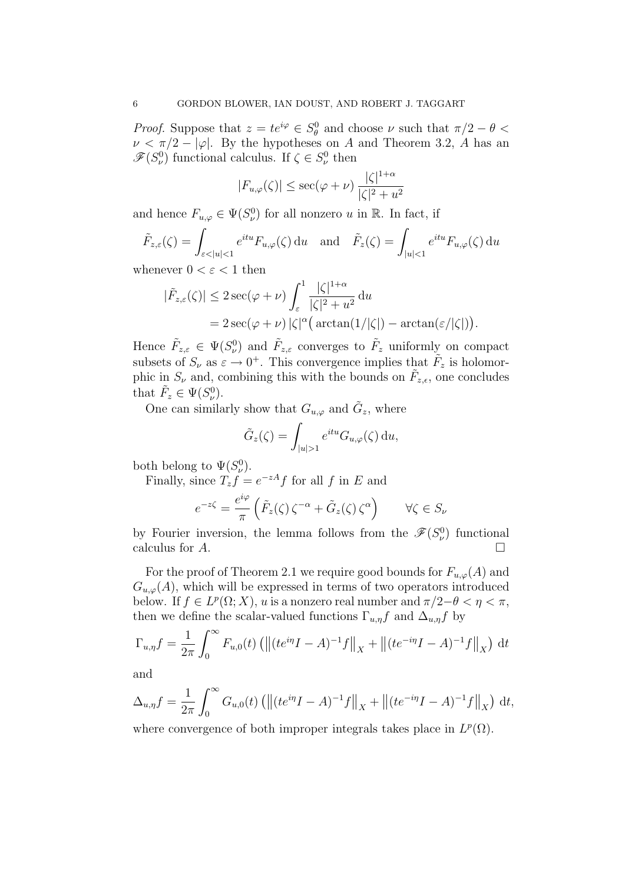*Proof.* Suppose that $z = te^{i\varphi} \in S_\theta^0$ and choose $\nu$ such that $\pi/2 - \theta < \nu < \pi/2 - |\varphi|$. By the hypotheses on $A$ and Theorem 3.2, $A$ has an $\mathscr{F}(S_\nu^0)$ functional calculus. If $\zeta \in S_\nu^0$ then

$$|F_{u,\varphi}(\zeta)| \leq \sec(\varphi + \nu) \, \frac{|\zeta|^{1+\alpha}}{|\zeta|^2 + u^2}$$

and hence $F_{u,\varphi} \in \Psi(S_\nu^0)$ for all nonzero $u$ in $\mathbb{R}$. In fact, if

$$\tilde{F}_{z,\varepsilon}(\zeta) = \int_{\varepsilon < |u| < 1} e^{itu} F_{u,\varphi}(\zeta) \, \mathrm{d}u \quad \text{and} \quad \tilde{F}_z(\zeta) = \int_{|u|<1} e^{itu} F_{u,\varphi}(\zeta) \, \mathrm{d}u$$

whenever $0 < \varepsilon < 1$ then

$$\begin{aligned}
|\tilde{F}_{z,\varepsilon}(\zeta)| &\leq 2\sec(\varphi + \nu) \int_\varepsilon^1 \frac{|\zeta|^{1+\alpha}}{|\zeta|^2 + u^2} \, \mathrm{d}u \\
&= 2\sec(\varphi + \nu) \, |\zeta|^\alpha \big( \arctan(1/|\zeta|) - \arctan(\varepsilon/|\zeta|) \big).
\end{aligned}$$

Hence $\tilde{F}_{z,\varepsilon} \in \Psi(S_\nu^0)$ and $\tilde{F}_{z,\varepsilon}$ converges to $\tilde{F}_z$ uniformly on compact subsets of $S_\nu$ as $\varepsilon \to 0^+$. This convergence implies that $\tilde{F}_z$ is holomorphic in $S_\nu$ and, combining this with the bounds on $\tilde{F}_{z,\epsilon}$, one concludes that $\tilde{F}_z \in \Psi(S_\nu^0)$.

One can similarly show that $G_{u,\varphi}$ and $\tilde{G}_z$, where

$$\tilde{G}_z(\zeta) = \int_{|u|>1} e^{itu} G_{u,\varphi}(\zeta) \, \mathrm{d}u,$$

both belong to $\Psi(S_\nu^0)$.

Finally, since $T_z f = e^{-zA} f$ for all $f$ in $E$ and

$$e^{-z\zeta} = \frac{e^{i\varphi}}{\pi} \left( \tilde{F}_z(\zeta) \, \zeta^{-\alpha} + \tilde{G}_z(\zeta) \, \zeta^\alpha \right) \qquad \forall \zeta \in S_\nu$$

by Fourier inversion, the lemma follows from the $\mathscr{F}(S_\nu^0)$ functional calculus for $A$. $\square$

For the proof of Theorem 2.1 we require good bounds for $F_{u,\varphi}(A)$ and $G_{u,\varphi}(A)$, which will be expressed in terms of two operators introduced below. If $f \in L^p(\Omega; X)$, $u$ is a nonzero real number and $\pi/2 - \theta < \eta < \pi$, then we define the scalar-valued functions $\Gamma_{u,\eta} f$ and $\Delta_{u,\eta} f$ by

$$\Gamma_{u,\eta} f = \frac{1}{2\pi} \int_0^\infty F_{u,0}(t) \left( \left\| (te^{i\eta} I - A)^{-1} f \right\|_X + \left\| (te^{-i\eta} I - A)^{-1} f \right\|_X \right) \, \mathrm{d}t$$

and

$$\Delta_{u,\eta} f = \frac{1}{2\pi} \int_0^\infty G_{u,0}(t) \left( \left\| (te^{i\eta} I - A)^{-1} f \right\|_X + \left\| (te^{-i\eta} I - A)^{-1} f \right\|_X \right) \, \mathrm{d}t,$$

where convergence of both improper integrals takes place in $L^p(\Omega)$.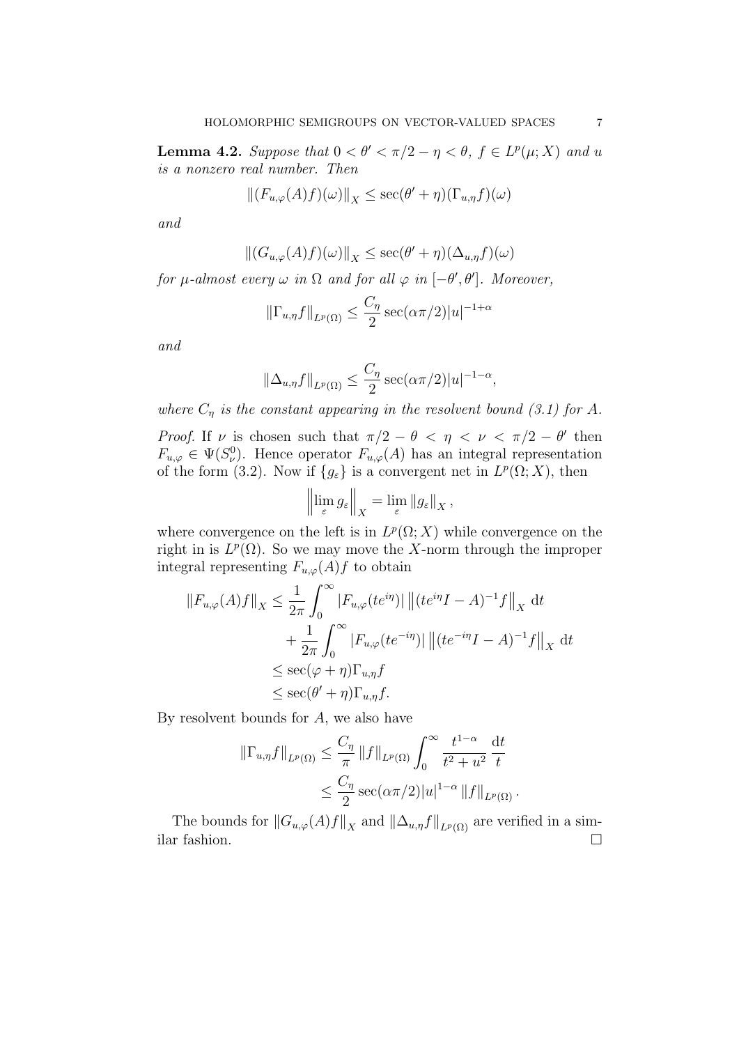**Lemma 4.2.** *Suppose that $0 < \theta' < \pi/2 - \eta < \theta$, $f \in L^p(\mu; X)$ and $u$ is a nonzero real number. Then*

$$\|(F_{u,\varphi}(A)f)(\omega)\|_X \leq \sec(\theta' + \eta)(\Gamma_{u,\eta} f)(\omega)$$

*and*

$$\|(G_{u,\varphi}(A)f)(\omega)\|_X \leq \sec(\theta' + \eta)(\Delta_{u,\eta} f)(\omega)$$

*for $\mu$-almost every $\omega$ in $\Omega$ and for all $\varphi$ in $[-\theta', \theta']$. Moreover,*

$$\|\Gamma_{u,\eta} f\|_{L^p(\Omega)} \leq \frac{C_\eta}{2} \sec(\alpha\pi/2)|u|^{-1+\alpha}$$

*and*

$$\|\Delta_{u,\eta} f\|_{L^p(\Omega)} \leq \frac{C_\eta}{2} \sec(\alpha\pi/2)|u|^{-1-\alpha},$$

*where $C_\eta$ is the constant appearing in the resolvent bound (3.1) for $A$.*

*Proof.* If $\nu$ is chosen such that $\pi/2 - \theta < \eta < \nu < \pi/2 - \theta'$ then $F_{u,\varphi} \in \Psi(S_\nu^0)$. Hence operator $F_{u,\varphi}(A)$ has an integral representation of the form (3.2). Now if $\{g_\varepsilon\}$ is a convergent net in $L^p(\Omega; X)$, then

$$\left\| \lim_\varepsilon g_\varepsilon \right\|_X = \lim_\varepsilon \|g_\varepsilon\|_X,$$

where convergence on the left is in $L^p(\Omega; X)$ while convergence on the right in is $L^p(\Omega)$. So we may move the $X$-norm through the improper integral representing $F_{u,\varphi}(A)f$ to obtain

$$\begin{aligned}
\|F_{u,\varphi}(A)f\|_X &\leq \frac{1}{2\pi} \int_0^\infty |F_{u,\varphi}(te^{i\eta})| \left\|(te^{i\eta}I - A)^{-1} f\right\|_X \, \mathrm{d}t \\
&\quad + \frac{1}{2\pi} \int_0^\infty |F_{u,\varphi}(te^{-i\eta})| \left\|(te^{-i\eta}I - A)^{-1} f\right\|_X \, \mathrm{d}t \\
&\leq \sec(\varphi + \eta)\Gamma_{u,\eta} f \\
&\leq \sec(\theta' + \eta)\Gamma_{u,\eta} f.
\end{aligned}$$

By resolvent bounds for $A$, we also have

$$\begin{aligned}
\|\Gamma_{u,\eta} f\|_{L^p(\Omega)} &\leq \frac{C_\eta}{\pi} \|f\|_{L^p(\Omega)} \int_0^\infty \frac{t^{1-\alpha}}{t^2 + u^2} \, \frac{\mathrm{d}t}{t} \\
&\leq \frac{C_\eta}{2} \sec(\alpha\pi/2)|u|^{1-\alpha} \|f\|_{L^p(\Omega)}.
\end{aligned}$$

The bounds for $\|G_{u,\varphi}(A)f\|_X$ and $\|\Delta_{u,\eta} f\|_{L^p(\Omega)}$ are verified in a similar fashion. $\square$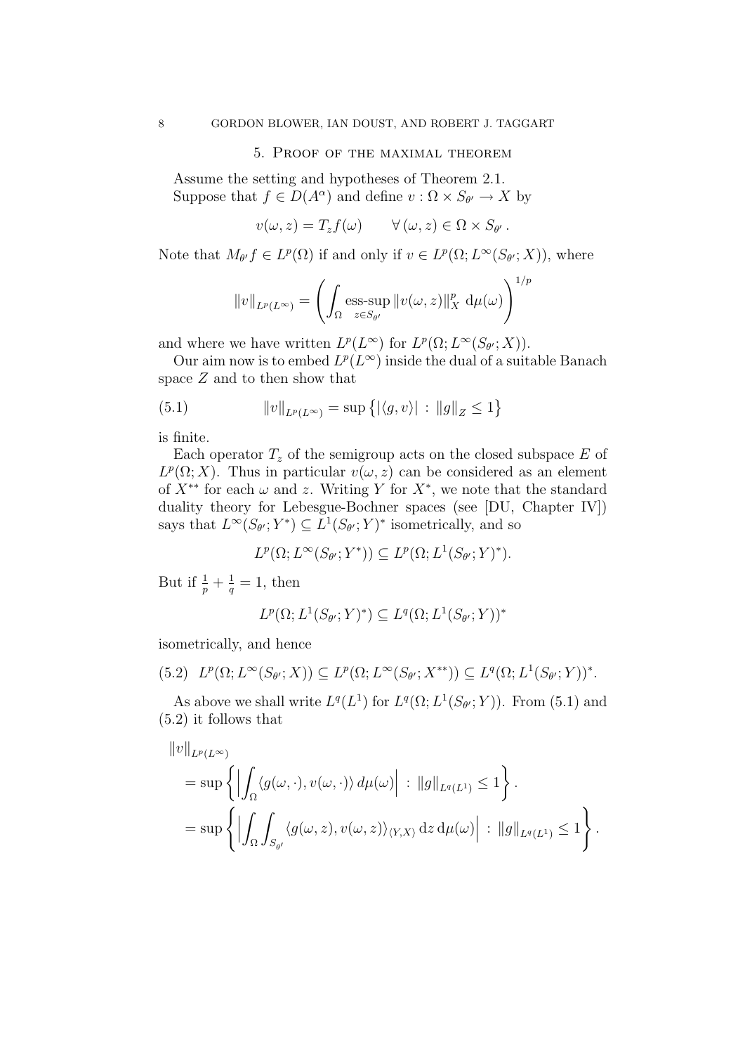## 5. Proof of the maximal theorem

Assume the setting and hypotheses of Theorem 2.1.

Suppose that $f \in D(A^\alpha)$ and define $v : \Omega \times S_{\theta'} \to X$ by

$$v(\omega, z) = T_z f(\omega) \qquad \forall\, (\omega, z) \in \Omega \times S_{\theta'}\,.$$

Note that $M_{\theta'} f \in L^p(\Omega)$ if and only if $v \in L^p(\Omega; L^\infty(S_{\theta'}; X))$, where

$$\|v\|_{L^p(L^\infty)} = \left( \int_\Omega \operatorname*{ess-sup}_{z \in S_{\theta'}} \|v(\omega, z)\|_X^p \, \mathrm{d}\mu(\omega) \right)^{1/p}$$

and where we have written $L^p(L^\infty)$ for $L^p(\Omega; L^\infty(S_{\theta'}; X))$.

Our aim now is to embed $L^p(L^\infty)$ inside the dual of a suitable Banach space $Z$ and to then show that

$$\|v\|_{L^p(L^\infty)} = \sup \left\{ |\langle g, v\rangle| \, : \, \|g\|_Z \le 1 \right\} \tag{5.1}$$

is finite.

Each operator $T_z$ of the semigroup acts on the closed subspace $E$ of $L^p(\Omega; X)$. Thus in particular $v(\omega, z)$ can be considered as an element of $X^{**}$ for each $\omega$ and $z$. Writing $Y$ for $X^*$, we note that the standard duality theory for Lebesgue-Bochner spaces (see [DU, Chapter IV]) says that $L^\infty(S_{\theta'}; Y^*) \subseteq L^1(S_{\theta'}; Y)^*$ isometrically, and so

$$L^p(\Omega; L^\infty(S_{\theta'}; Y^*)) \subseteq L^p(\Omega; L^1(S_{\theta'}; Y)^*).$$

But if $\frac{1}{p} + \frac{1}{q} = 1$, then

$$L^p(\Omega; L^1(S_{\theta'}; Y)^*) \subseteq L^q(\Omega; L^1(S_{\theta'}; Y))^*$$

isometrically, and hence

$$L^p(\Omega; L^\infty(S_{\theta'}; X)) \subseteq L^p(\Omega; L^\infty(S_{\theta'}; X^{**})) \subseteq L^q(\Omega; L^1(S_{\theta'}; Y))^*. \tag{5.2}$$

As above we shall write $L^q(L^1)$ for $L^q(\Omega; L^1(S_{\theta'}; Y))$. From (5.1) and (5.2) it follows that

$$\begin{aligned}
&\|v\|_{L^p(L^\infty)} \\
&= \sup \left\{ \Big| \int_\Omega \langle g(\omega, \cdot), v(\omega, \cdot)\rangle \, d\mu(\omega) \Big| \, : \, \|g\|_{L^q(L^1)} \le 1 \right\}. \\
&= \sup \left\{ \Big| \int_\Omega \int_{S_{\theta'}} \langle g(\omega, z), v(\omega, z)\rangle_{\langle Y, X\rangle} \, \mathrm{d}z \, \mathrm{d}\mu(\omega) \Big| \, : \, \|g\|_{L^q(L^1)} \le 1 \right\}.
\end{aligned}$$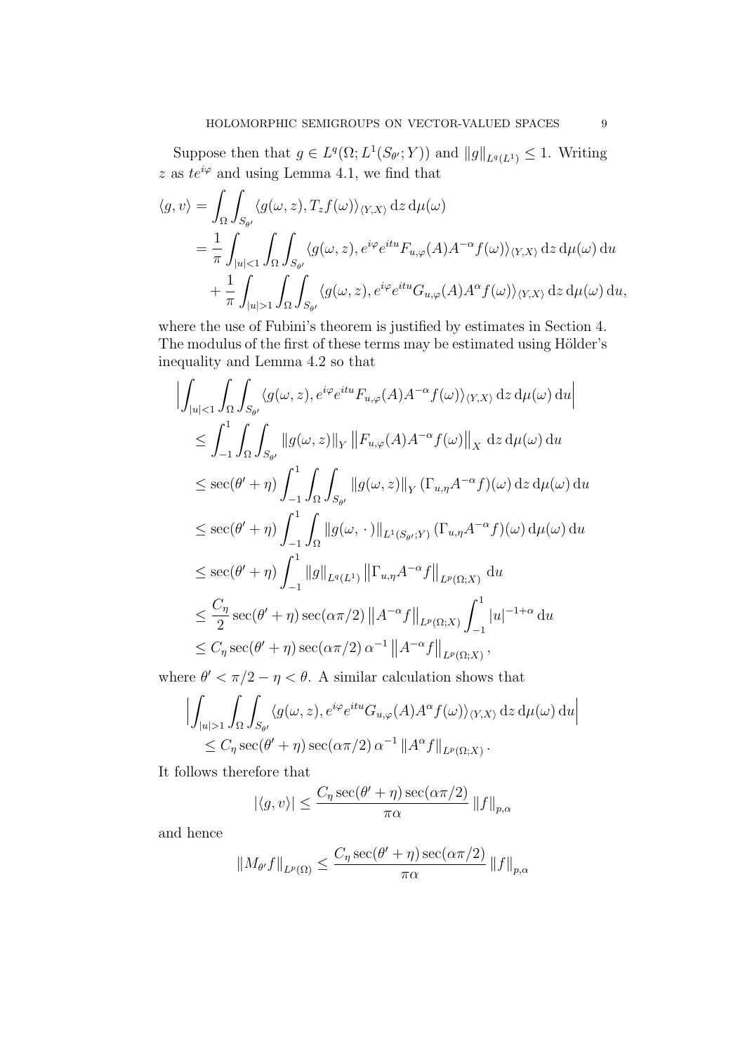Suppose then that $g \in L^q(\Omega; L^1(S_{\theta'}; Y))$ and $\|g\|_{L^q(L^1)} \le 1$. Writing $z$ as $te^{i\varphi}$ and using Lemma 4.1, we find that

$$
\begin{aligned}
\langle g, v\rangle &= \int_\Omega \int_{S_{\theta'}} \langle g(\omega, z), T_z f(\omega)\rangle_{\langle Y,X\rangle} \,\mathrm{d}z \,\mathrm{d}\mu(\omega) \\
&= \frac{1}{\pi} \int_{|u|<1} \int_\Omega \int_{S_{\theta'}} \langle g(\omega, z), e^{i\varphi} e^{itu} F_{u,\varphi}(A) A^{-\alpha} f(\omega)\rangle_{\langle Y,X\rangle} \,\mathrm{d}z \,\mathrm{d}\mu(\omega)\,\mathrm{d}u \\
&\quad + \frac{1}{\pi} \int_{|u|>1} \int_\Omega \int_{S_{\theta'}} \langle g(\omega, z), e^{i\varphi} e^{itu} G_{u,\varphi}(A) A^{\alpha} f(\omega)\rangle_{\langle Y,X\rangle} \,\mathrm{d}z \,\mathrm{d}\mu(\omega)\,\mathrm{d}u,
\end{aligned}
$$

where the use of Fubini's theorem is justified by estimates in Section 4. The modulus of the first of these terms may be estimated using Hölder's inequality and Lemma 4.2 so that

$$
\begin{aligned}
&\Big| \int_{|u|<1} \int_\Omega \int_{S_{\theta'}} \langle g(\omega, z), e^{i\varphi} e^{itu} F_{u,\varphi}(A) A^{-\alpha} f(\omega)\rangle_{\langle Y,X\rangle} \,\mathrm{d}z \,\mathrm{d}\mu(\omega)\,\mathrm{d}u \Big| \\
&\quad \le \int_{-1}^{1} \int_\Omega \int_{S_{\theta'}} \|g(\omega, z)\|_Y \left\| F_{u,\varphi}(A) A^{-\alpha} f(\omega)\right\|_X \,\mathrm{d}z \,\mathrm{d}\mu(\omega)\,\mathrm{d}u \\
&\quad \le \sec(\theta' + \eta) \int_{-1}^{1} \int_\Omega \int_{S_{\theta'}} \|g(\omega, z)\|_Y \,(\Gamma_{u,\eta} A^{-\alpha} f)(\omega) \,\mathrm{d}z \,\mathrm{d}\mu(\omega)\,\mathrm{d}u \\
&\quad \le \sec(\theta' + \eta) \int_{-1}^{1} \int_\Omega \|g(\omega, \,\cdot\,)\|_{L^1(S_{\theta'};Y)} \,(\Gamma_{u,\eta} A^{-\alpha} f)(\omega) \,\mathrm{d}\mu(\omega)\,\mathrm{d}u \\
&\quad \le \sec(\theta' + \eta) \int_{-1}^{1} \|g\|_{L^q(L^1)} \left\|\Gamma_{u,\eta} A^{-\alpha} f\right\|_{L^p(\Omega;X)} \,\mathrm{d}u \\
&\quad \le \frac{C_\eta}{2} \sec(\theta' + \eta) \sec(\alpha\pi/2) \left\|A^{-\alpha} f\right\|_{L^p(\Omega;X)} \int_{-1}^{1} |u|^{-1+\alpha} \,\mathrm{d}u \\
&\quad \le C_\eta \sec(\theta' + \eta) \sec(\alpha\pi/2)\, \alpha^{-1} \left\|A^{-\alpha} f\right\|_{L^p(\Omega;X)},
\end{aligned}
$$

where $\theta' < \pi/2 - \eta < \theta$. A similar calculation shows that

$$
\begin{aligned}
&\Big| \int_{|u|>1} \int_\Omega \int_{S_{\theta'}} \langle g(\omega, z), e^{i\varphi} e^{itu} G_{u,\varphi}(A) A^{\alpha} f(\omega)\rangle_{\langle Y,X\rangle} \,\mathrm{d}z \,\mathrm{d}\mu(\omega)\,\mathrm{d}u \Big| \\
&\quad \le C_\eta \sec(\theta' + \eta) \sec(\alpha\pi/2)\, \alpha^{-1} \left\|A^{\alpha} f\right\|_{L^p(\Omega;X)}.
\end{aligned}
$$

It follows therefore that

$$
|\langle g, v\rangle| \le \frac{C_\eta \sec(\theta' + \eta) \sec(\alpha\pi/2)}{\pi\alpha} \|f\|_{p,\alpha}
$$

and hence

$$
\|M_{\theta'} f\|_{L^p(\Omega)} \le \frac{C_\eta \sec(\theta' + \eta) \sec(\alpha\pi/2)}{\pi\alpha} \|f\|_{p,\alpha}
$$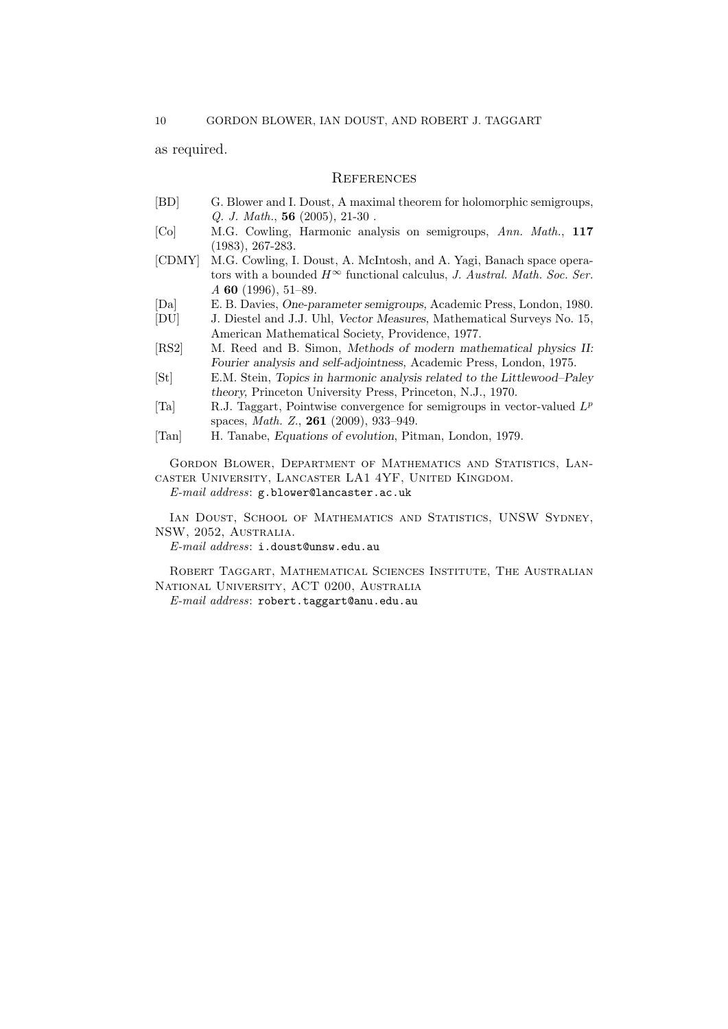as required.

## References

[BD] G. Blower and I. Doust, A maximal theorem for holomorphic semigroups, *Q. J. Math.*, **56** (2005), 21-30 .

[Co] M.G. Cowling, Harmonic analysis on semigroups, *Ann. Math.*, **117** (1983), 267-283.

[CDMY] M.G. Cowling, I. Doust, A. McIntosh, and A. Yagi, Banach space operators with a bounded $H^\infty$ functional calculus, *J. Austral. Math. Soc. Ser. A* **60** (1996), 51–89.

[Da] E. B. Davies, *One-parameter semigroups*, Academic Press, London, 1980.

[DU] J. Diestel and J.J. Uhl, *Vector Measures*, Mathematical Surveys No. 15, American Mathematical Society, Providence, 1977.

[RS2] M. Reed and B. Simon, *Methods of modern mathematical physics II: Fourier analysis and self-adjointness*, Academic Press, London, 1975.

[St] E.M. Stein, *Topics in harmonic analysis related to the Littlewood–Paley theory*, Princeton University Press, Princeton, N.J., 1970.

[Ta] R.J. Taggart, Pointwise convergence for semigroups in vector-valued $L^p$ spaces, *Math. Z.*, **261** (2009), 933–949.

[Tan] H. Tanabe, *Equations of evolution*, Pitman, London, 1979.

Gordon Blower, Department of Mathematics and Statistics, Lancaster University, Lancaster LA1 4YF, United Kingdom.

*E-mail address*: g.blower@lancaster.ac.uk

Ian Doust, School of Mathematics and Statistics, UNSW Sydney, NSW, 2052, Australia.

*E-mail address*: i.doust@unsw.edu.au

Robert Taggart, Mathematical Sciences Institute, The Australian National University, ACT 0200, Australia

*E-mail address*: robert.taggart@anu.edu.au